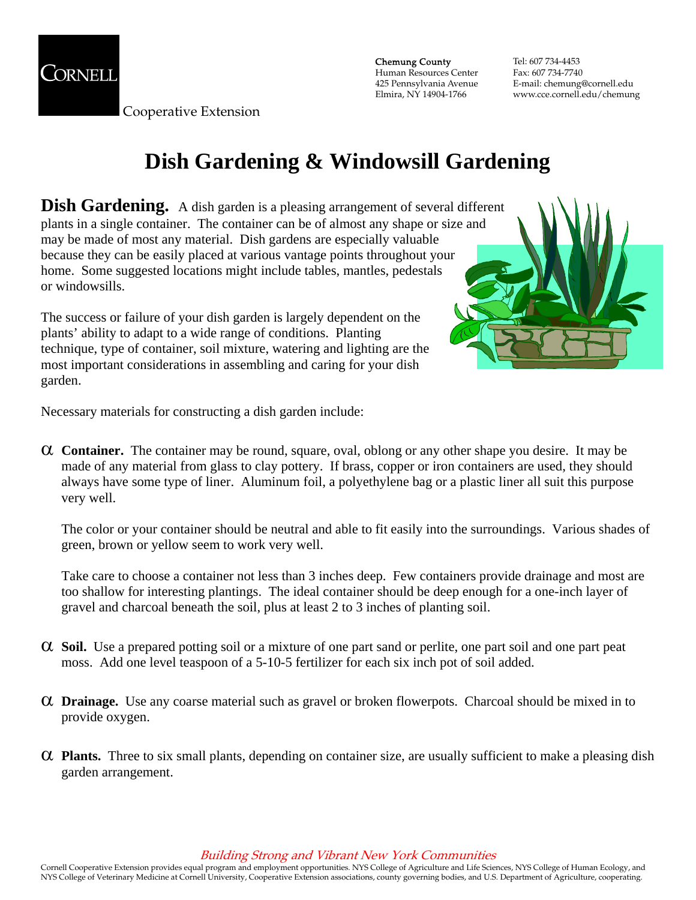Cornell Cooperative Extension

**Chemung County**
Human Resources Center
425 Pennsylvania Avenue
Elmira, NY 14904-1766

Tel: 607 734-4453
Fax: 607 734-7740
E-mail: chemung@cornell.edu
www.cce.cornell.edu/chemung

# Dish Gardening & Windowsill Gardening

**Dish Gardening.** A dish garden is a pleasing arrangement of several different plants in a single container. The container can be of almost any shape or size and may be made of most any material. Dish gardens are especially valuable because they can be easily placed at various vantage points throughout your home. Some suggested locations might include tables, mantles, pedestals or windowsills.

The success or failure of your dish garden is largely dependent on the plants' ability to adapt to a wide range of conditions. Planting technique, type of container, soil mixture, watering and lighting are the most important considerations in assembling and caring for your dish garden.

Necessary materials for constructing a dish garden include:

- **Container.** The container may be round, square, oval, oblong or any other shape you desire. It may be made of any material from glass to clay pottery. If brass, copper or iron containers are used, they should always have some type of liner. Aluminum foil, a polyethylene bag or a plastic liner all suit this purpose very well.

  The color or your container should be neutral and able to fit easily into the surroundings. Various shades of green, brown or yellow seem to work very well.

  Take care to choose a container not less than 3 inches deep. Few containers provide drainage and most are too shallow for interesting plantings. The ideal container should be deep enough for a one-inch layer of gravel and charcoal beneath the soil, plus at least 2 to 3 inches of planting soil.

- **Soil.** Use a prepared potting soil or a mixture of one part sand or perlite, one part soil and one part peat moss. Add one level teaspoon of a 5-10-5 fertilizer for each six inch pot of soil added.

- **Drainage.** Use any coarse material such as gravel or broken flowerpots. Charcoal should be mixed in to provide oxygen.

- **Plants.** Three to six small plants, depending on container size, are usually sufficient to make a pleasing dish garden arrangement.

*Building Strong and Vibrant New York Communities*

Cornell Cooperative Extension provides equal program and employment opportunities. NYS College of Agriculture and Life Sciences, NYS College of Human Ecology, and NYS College of Veterinary Medicine at Cornell University, Cooperative Extension associations, county governing bodies, and U.S. Department of Agriculture, cooperating.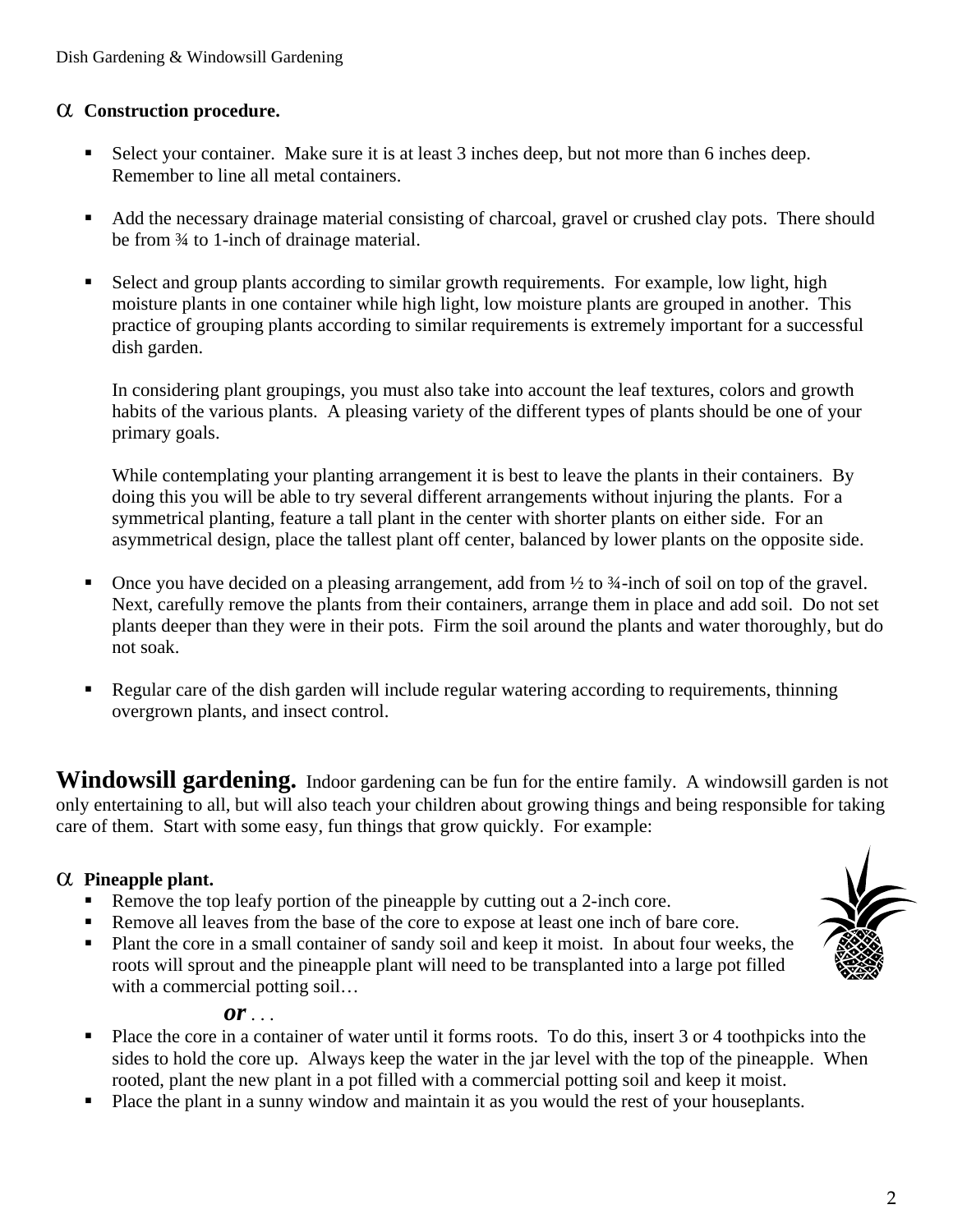### α Construction procedure.

- Select your container. Make sure it is at least 3 inches deep, but not more than 6 inches deep. Remember to line all metal containers.

- Add the necessary drainage material consisting of charcoal, gravel or crushed clay pots. There should be from ¾ to 1-inch of drainage material.

- Select and group plants according to similar growth requirements. For example, low light, high moisture plants in one container while high light, low moisture plants are grouped in another. This practice of grouping plants according to similar requirements is extremely important for a successful dish garden.

  In considering plant groupings, you must also take into account the leaf textures, colors and growth habits of the various plants. A pleasing variety of the different types of plants should be one of your primary goals.

  While contemplating your planting arrangement it is best to leave the plants in their containers. By doing this you will be able to try several different arrangements without injuring the plants. For a symmetrical planting, feature a tall plant in the center with shorter plants on either side. For an asymmetrical design, place the tallest plant off center, balanced by lower plants on the opposite side.

- Once you have decided on a pleasing arrangement, add from ½ to ¾-inch of soil on top of the gravel. Next, carefully remove the plants from their containers, arrange them in place and add soil. Do not set plants deeper than they were in their pots. Firm the soil around the plants and water thoroughly, but do not soak.

- Regular care of the dish garden will include regular watering according to requirements, thinning overgrown plants, and insect control.

## Windowsill gardening.

Indoor gardening can be fun for the entire family. A windowsill garden is not only entertaining to all, but will also teach your children about growing things and being responsible for taking care of them. Start with some easy, fun things that grow quickly. For example:

### α Pineapple plant.

- Remove the top leafy portion of the pineapple by cutting out a 2-inch core.
- Remove all leaves from the base of the core to expose at least one inch of bare core.
- Plant the core in a small container of sandy soil and keep it moist. In about four weeks, the roots will sprout and the pineapple plant will need to be transplanted into a large pot filled with a commercial potting soil…

***or*** . . .

- Place the core in a container of water until it forms roots. To do this, insert 3 or 4 toothpicks into the sides to hold the core up. Always keep the water in the jar level with the top of the pineapple. When rooted, plant the new plant in a pot filled with a commercial potting soil and keep it moist.
- Place the plant in a sunny window and maintain it as you would the rest of your houseplants.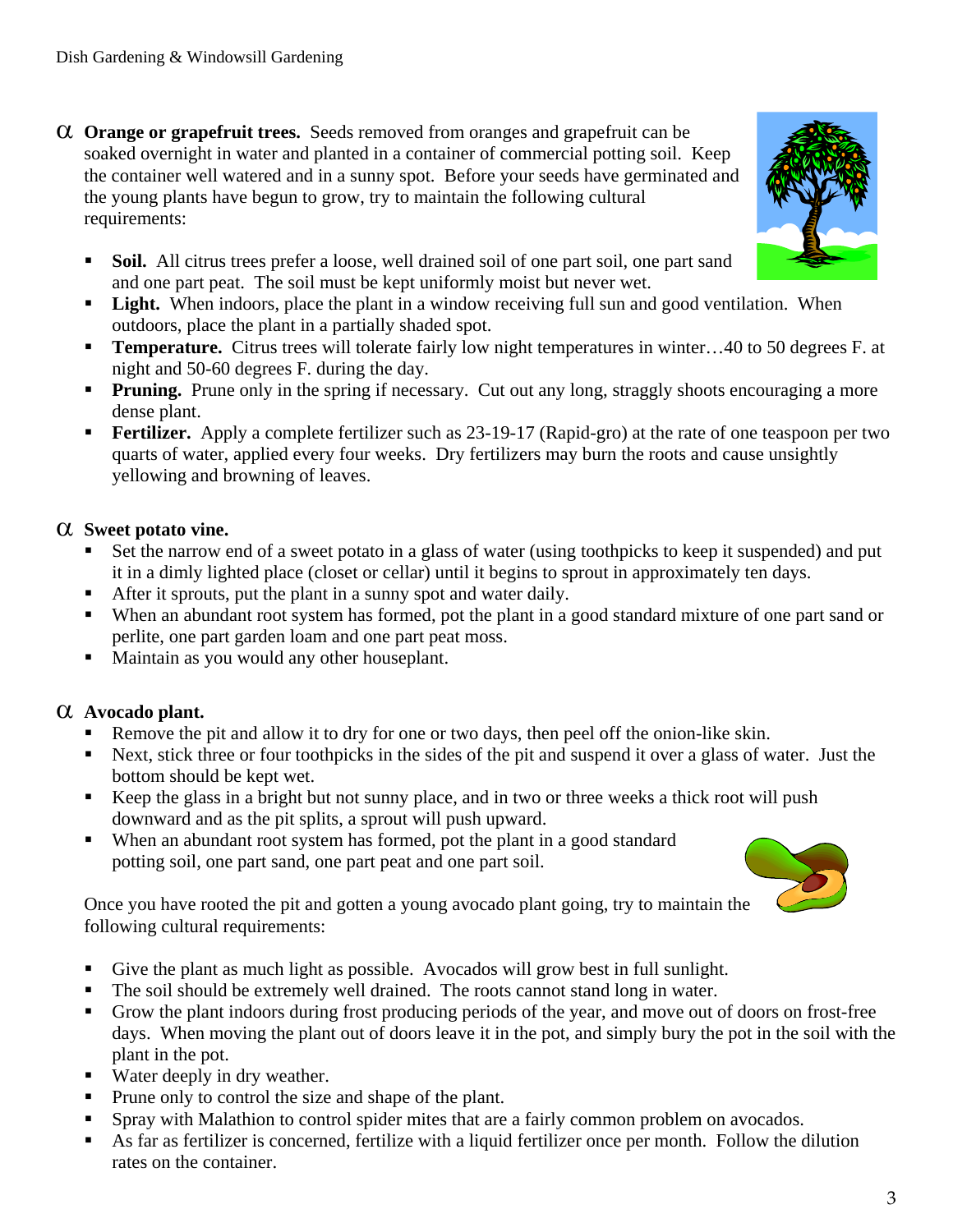- **Orange or grapefruit trees.** Seeds removed from oranges and grapefruit can be soaked overnight in water and planted in a container of commercial potting soil. Keep the container well watered and in a sunny spot. Before your seeds have germinated and the young plants have begun to grow, try to maintain the following cultural requirements:

  - **Soil.** All citrus trees prefer a loose, well drained soil of one part soil, one part sand and one part peat. The soil must be kept uniformly moist but never wet.
  - **Light.** When indoors, place the plant in a window receiving full sun and good ventilation. When outdoors, place the plant in a partially shaded spot.
  - **Temperature.** Citrus trees will tolerate fairly low night temperatures in winter…40 to 50 degrees F. at night and 50-60 degrees F. during the day.
  - **Pruning.** Prune only in the spring if necessary. Cut out any long, straggly shoots encouraging a more dense plant.
  - **Fertilizer.** Apply a complete fertilizer such as 23-19-17 (Rapid-gro) at the rate of one teaspoon per two quarts of water, applied every four weeks. Dry fertilizers may burn the roots and cause unsightly yellowing and browning of leaves.

- **Sweet potato vine.**
  - Set the narrow end of a sweet potato in a glass of water (using toothpicks to keep it suspended) and put it in a dimly lighted place (closet or cellar) until it begins to sprout in approximately ten days.
  - After it sprouts, put the plant in a sunny spot and water daily.
  - When an abundant root system has formed, pot the plant in a good standard mixture of one part sand or perlite, one part garden loam and one part peat moss.
  - Maintain as you would any other houseplant.

- **Avocado plant.**
  - Remove the pit and allow it to dry for one or two days, then peel off the onion-like skin.
  - Next, stick three or four toothpicks in the sides of the pit and suspend it over a glass of water. Just the bottom should be kept wet.
  - Keep the glass in a bright but not sunny place, and in two or three weeks a thick root will push downward and as the pit splits, a sprout will push upward.
  - When an abundant root system has formed, pot the plant in a good standard potting soil, one part sand, one part peat and one part soil.

  Once you have rooted the pit and gotten a young avocado plant going, try to maintain the following cultural requirements:

  - Give the plant as much light as possible. Avocados will grow best in full sunlight.
  - The soil should be extremely well drained. The roots cannot stand long in water.
  - Grow the plant indoors during frost producing periods of the year, and move out of doors on frost-free days. When moving the plant out of doors leave it in the pot, and simply bury the pot in the soil with the plant in the pot.
  - Water deeply in dry weather.
  - Prune only to control the size and shape of the plant.
  - Spray with Malathion to control spider mites that are a fairly common problem on avocados.
  - As far as fertilizer is concerned, fertilize with a liquid fertilizer once per month. Follow the dilution rates on the container.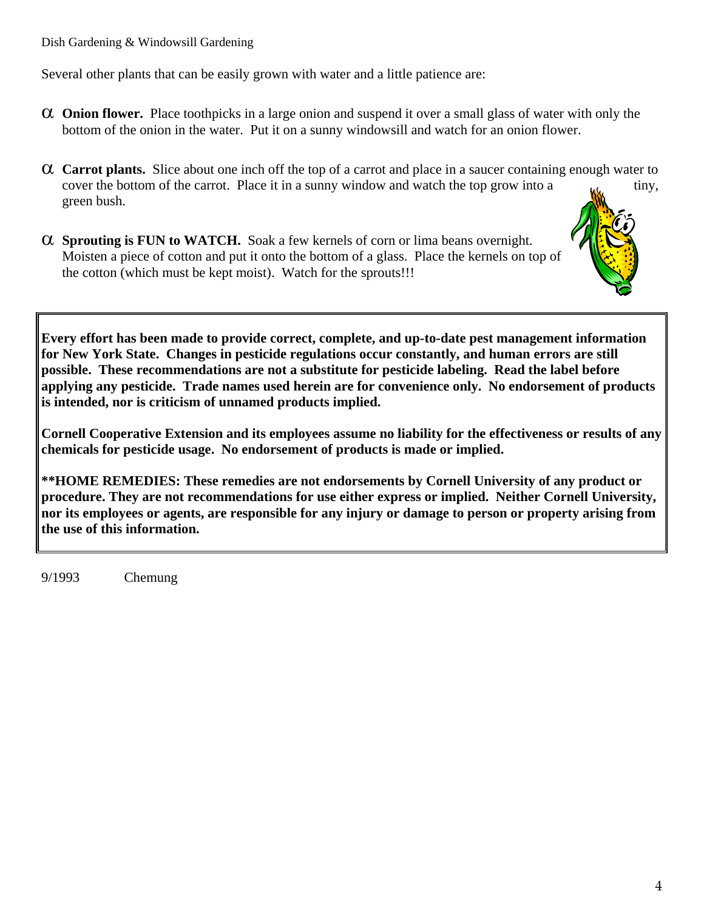Several other plants that can be easily grown with water and a little patience are:

- **Onion flower.** Place toothpicks in a large onion and suspend it over a small glass of water with only the bottom of the onion in the water. Put it on a sunny windowsill and watch for an onion flower.

- **Carrot plants.** Slice about one inch off the top of a carrot and place in a saucer containing enough water to cover the bottom of the carrot. Place it in a sunny window and watch the top grow into a tiny, green bush.

- **Sprouting is FUN to WATCH.** Soak a few kernels of corn or lima beans overnight. Moisten a piece of cotton and put it onto the bottom of a glass. Place the kernels on top of the cotton (which must be kept moist). Watch for the sprouts!!!

**Every effort has been made to provide correct, complete, and up-to-date pest management information for New York State. Changes in pesticide regulations occur constantly, and human errors are still possible. These recommendations are not a substitute for pesticide labeling. Read the label before applying any pesticide. Trade names used herein are for convenience only. No endorsement of products is intended, nor is criticism of unnamed products implied.**

**Cornell Cooperative Extension and its employees assume no liability for the effectiveness or results of any chemicals for pesticide usage. No endorsement of products is made or implied.**

****HOME REMEDIES: These remedies are not endorsements by Cornell University of any product or procedure. They are not recommendations for use either express or implied. Neither Cornell University, nor its employees or agents, are responsible for any injury or damage to person or property arising from the use of this information.**

9/1993 Chemung